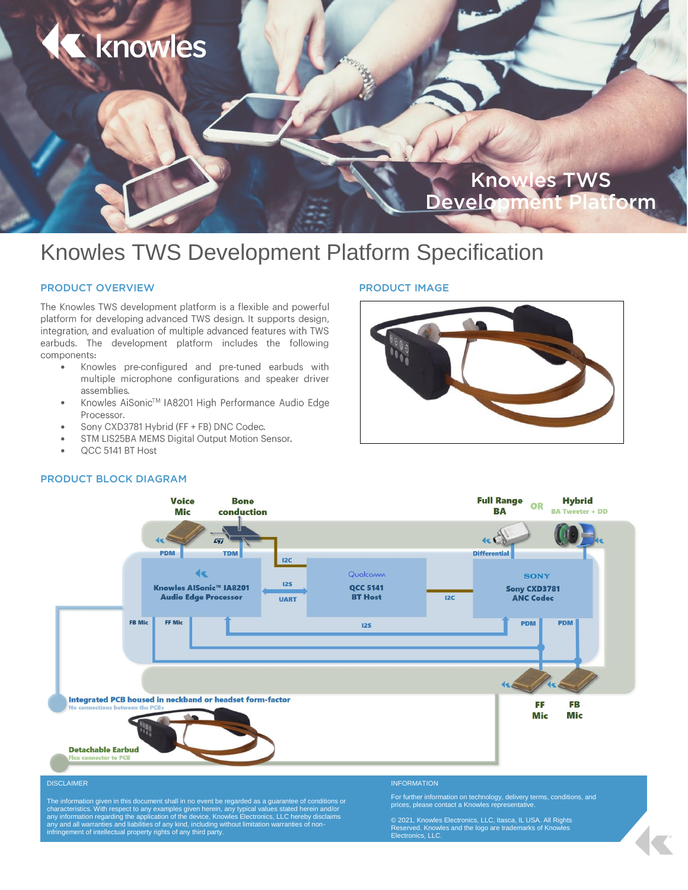# Knowles TWS Development Platform Specification

## PRODUCT OVERVIEW

The Knowles TWS development platform is a flexible and powerful platform for developing advanced TWS design. It supports design, integration, and evaluation of multiple advanced features with TWS earbuds. The development platform includes the following components:

- Knowles pre-configured and pre-tuned earbuds with multiple microphone configurations and speaker driver assemblies.
- Knowles AiSonic™ IA8201 High Performance Audio Edge Processor.
- Sony CXD3781 Hybrid (FF + FB) DNC Codec.
- STM LIS25BA MEMS Digital Output Motion Sensor.
- QCC 5141 BT Host

## PRODUCT IMAGE

## PRODUCT BLOCK DIAGRAM

Voice Mic — Bone conduction — Full Range BA OR Hybrid (BA Tweeter + DD)

PDM — TDM — I2C — Differential

Knowles AISonic™ IA8201 Audio Edge Processor — I2S / UART — Qualcomm QCC 5141 BT Host — I2C — SONY Sony CXD3781 ANC Codec

FB Mic — FF Mic — I2S — PDM — PDM

FF Mic — FB Mic

**Integrated PCB housed in neckband or headset form-factor**
No connections between the PCBs

**Detachable Earbud**
Flex connector to PCB

DISCLAIMER

The information given in this document shall in no event be regarded as a guarantee of conditions or characteristics. With respect to any examples given herein, any typical values stated herein and/or any information regarding the application of the device, Knowles Electronics, LLC hereby disclaims any and all warranties and liabilities of any kind, including without limitation warranties of non-infringement of intellectual property rights of any third party.

INFORMATION

For further information on technology, delivery terms, conditions, and prices, please contact a Knowles representative.

© 2021, Knowles Electronics, LLC, Itasca, IL USA. All Rights Reserved. Knowles and the logo are trademarks of Knowles Electronics, LLC.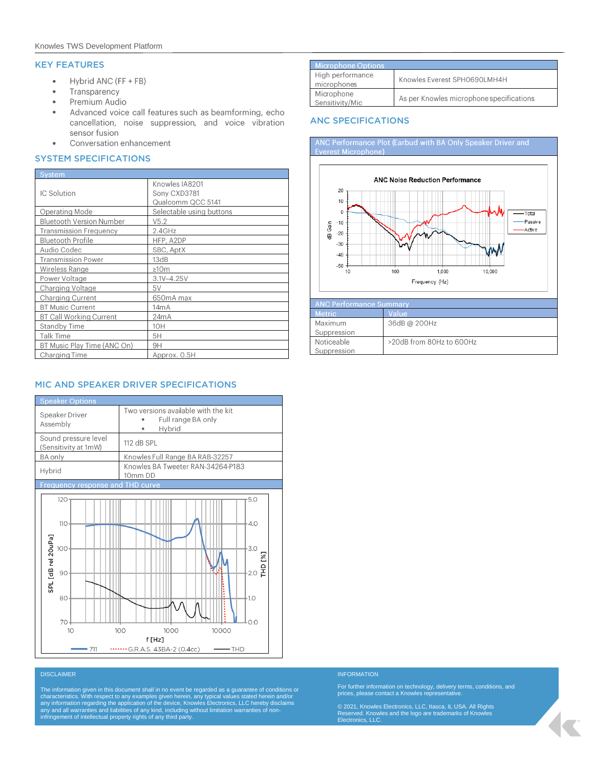## KEY FEATURES

- Hybrid ANC (FF + FB)
- Transparency
- Premium Audio
- Advanced voice call features such as beamforming, echo cancellation, noise suppression, and voice vibration sensor fusion
- Conversation enhancement

## SYSTEM SPECIFICATIONS

| System | |
|---|---|
| IC Solution | Knowles IA8201<br>Sony CXD3781<br>Qualcomm QCC 5141 |
| Operating Mode | Selectable using buttons |
| Bluetooth Version Number | V5.2 |
| Transmission Frequency | 2.4GHz |
| Bluetooth Profile | HFP, A2DP |
| Audio Codec | SBC, AptX |
| Transmission Power | 13dB |
| Wireless Range | ≥10m |
| Power Voltage | 3.1V–4.25V |
| Charging Voltage | 5V |
| Charging Current | 650mA max |
| BT Music Current | 14mA |
| BT Call Working Current | 24mA |
| Standby Time | 10H |
| Talk Time | 5H |
| BT Music Play Time (ANC On) | 9H |
| Charging Time | Approx. 0.5H |

| Microphone Options | |
|---|---|
| High performance microphones | Knowles Everest SPH0690LMH4H |
| Microphone Sensitivity/Mic | As per Knowles microphone specifications |

## ANC SPECIFICATIONS

ANC Performance Plot (Earbud with BA Only Speaker Driver and Everest Microphone)

ANC Noise Reduction Performance

| ANC Performance Summary | |
|---|---|
| Metric | Value |
| Maximum Suppression | 36dB @ 200Hz |
| Noticeable Suppression | >20dB from 80Hz to 600Hz |

## MIC AND SPEAKER DRIVER SPECIFICATIONS

| Speaker Options | |
|---|---|
| Speaker Driver Assembly | Two versions available with the kit<br>• Full range BA only<br>• Hybrid |
| Sound pressure level (Sensitivity at 1mW) | 112 dB SPL |
| BA only | Knowles Full Range BA RAB-32257 |
| Hybrid | Knowles BA Tweeter RAN-34264-P183<br>10mm DD |

Frequency response and THD curve

### DISCLAIMER

The information given in this document shall in no event be regarded as a guarantee of conditions or characteristics. With respect to any examples given herein, any typical values stated herein and/or any information regarding the application of the device, Knowles Electronics, LLC hereby disclaims any and all warranties and liabilities of any kind, including without limitation warranties of non-infringement of intellectual property rights of any third party.

### INFORMATION

For further information on technology, delivery terms, conditions, and prices, please contact a Knowles representative.

© 2021, Knowles Electronics, LLC, Itasca, IL USA. All Rights Reserved. Knowles and the logo are trademarks of Knowles Electronics, LLC.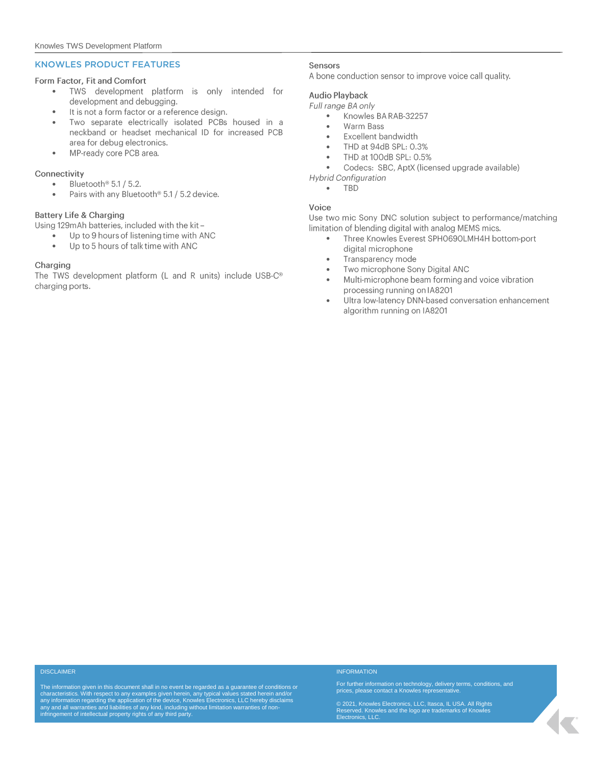## KNOWLES PRODUCT FEATURES

### Form Factor, Fit and Comfort

- TWS development platform is only intended for development and debugging.
- It is not a form factor or a reference design.
- Two separate electrically isolated PCBs housed in a neckband or headset mechanical ID for increased PCB area for debug electronics.
- MP-ready core PCB area.

### Connectivity

- Bluetooth® 5.1 / 5.2.
- Pairs with any Bluetooth® 5.1 / 5.2 device.

### Battery Life & Charging

Using 129mAh batteries, included with the kit –

- Up to 9 hours of listening time with ANC
- Up to 5 hours of talk time with ANC

### Charging

The TWS development platform (L and R units) include USB-C® charging ports.

### Sensors

A bone conduction sensor to improve voice call quality.

### Audio Playback

*Full range BA only*

- Knowles BA RAB-32257
- Warm Bass
- Excellent bandwidth
- THD at 94dB SPL: 0.3%
- THD at 100dB SPL: 0.5%
- Codecs: SBC, AptX (licensed upgrade available)

*Hybrid Configuration*

- TBD

### Voice

Use two mic Sony DNC solution subject to performance/matching limitation of blending digital with analog MEMS mics.

- Three Knowles Everest SPH0690LMH4H bottom-port digital microphone
- Transparency mode
- Two microphone Sony Digital ANC
- Multi-microphone beam forming and voice vibration processing running on IA8201
- Ultra low-latency DNN-based conversation enhancement algorithm running on IA8201

DISCLAIMER

The information given in this document shall in no event be regarded as a guarantee of conditions or characteristics. With respect to any examples given herein, any typical values stated herein and/or any information regarding the application of the device, Knowles Electronics, LLC hereby disclaims any and all warranties and liabilities of any kind, including without limitation warranties of non-infringement of intellectual property rights of any third party.

INFORMATION

For further information on technology, delivery terms, conditions, and prices, please contact a Knowles representative.

© 2021, Knowles Electronics, LLC, Itasca, IL USA. All Rights Reserved. Knowles and the logo are trademarks of Knowles Electronics, LLC.